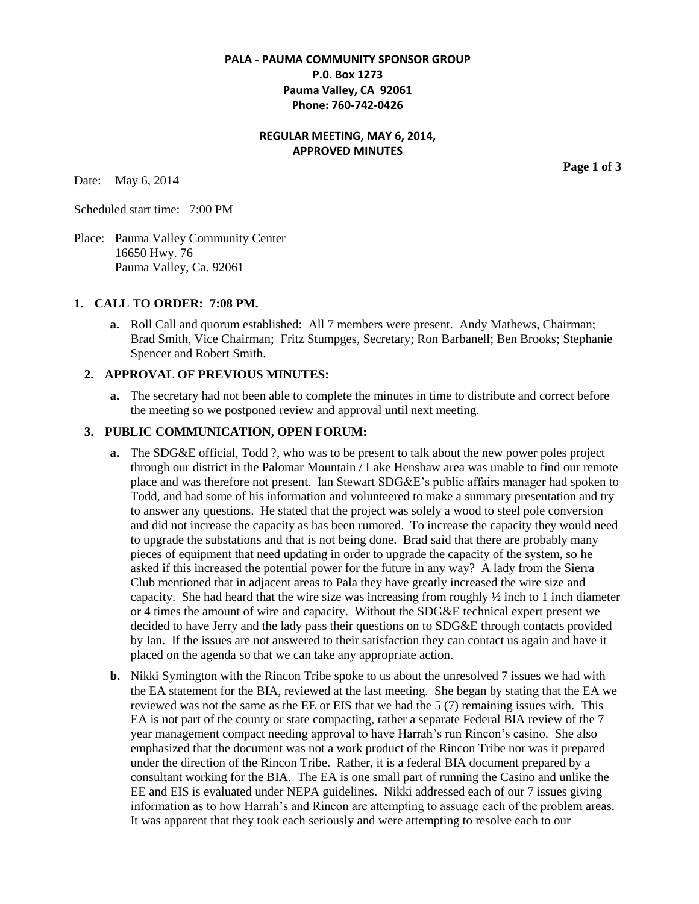**PALA - PAUMA COMMUNITY SPONSOR GROUP**
**P.0. Box 1273**
**Pauma Valley, CA 92061**
**Phone: 760-742-0426**

**REGULAR MEETING, MAY 6, 2014,**
**APPROVED MINUTES**

Date: May 6, 2014

Scheduled start time: 7:00 PM

Place: Pauma Valley Community Center
16650 Hwy. 76
Pauma Valley, Ca. 92061

## 1. CALL TO ORDER: 7:08 PM.

**a.** Roll Call and quorum established: All 7 members were present. Andy Mathews, Chairman; Brad Smith, Vice Chairman; Fritz Stumpges, Secretary; Ron Barbanell; Ben Brooks; Stephanie Spencer and Robert Smith.

## 2. APPROVAL OF PREVIOUS MINUTES:

**a.** The secretary had not been able to complete the minutes in time to distribute and correct before the meeting so we postponed review and approval until next meeting.

## 3. PUBLIC COMMUNICATION, OPEN FORUM:

**a.** The SDG&E official, Todd ?, who was to be present to talk about the new power poles project through our district in the Palomar Mountain / Lake Henshaw area was unable to find our remote place and was therefore not present. Ian Stewart SDG&E's public affairs manager had spoken to Todd, and had some of his information and volunteered to make a summary presentation and try to answer any questions. He stated that the project was solely a wood to steel pole conversion and did not increase the capacity as has been rumored. To increase the capacity they would need to upgrade the substations and that is not being done. Brad said that there are probably many pieces of equipment that need updating in order to upgrade the capacity of the system, so he asked if this increased the potential power for the future in any way? A lady from the Sierra Club mentioned that in adjacent areas to Pala they have greatly increased the wire size and capacity. She had heard that the wire size was increasing from roughly ½ inch to 1 inch diameter or 4 times the amount of wire and capacity. Without the SDG&E technical expert present we decided to have Jerry and the lady pass their questions on to SDG&E through contacts provided by Ian. If the issues are not answered to their satisfaction they can contact us again and have it placed on the agenda so that we can take any appropriate action.

**b.** Nikki Symington with the Rincon Tribe spoke to us about the unresolved 7 issues we had with the EA statement for the BIA, reviewed at the last meeting. She began by stating that the EA we reviewed was not the same as the EE or EIS that we had the 5 (7) remaining issues with. This EA is not part of the county or state compacting, rather a separate Federal BIA review of the 7 year management compact needing approval to have Harrah's run Rincon's casino. She also emphasized that the document was not a work product of the Rincon Tribe nor was it prepared under the direction of the Rincon Tribe. Rather, it is a federal BIA document prepared by a consultant working for the BIA. The EA is one small part of running the Casino and unlike the EE and EIS is evaluated under NEPA guidelines. Nikki addressed each of our 7 issues giving information as to how Harrah's and Rincon are attempting to assuage each of the problem areas. It was apparent that they took each seriously and were attempting to resolve each to our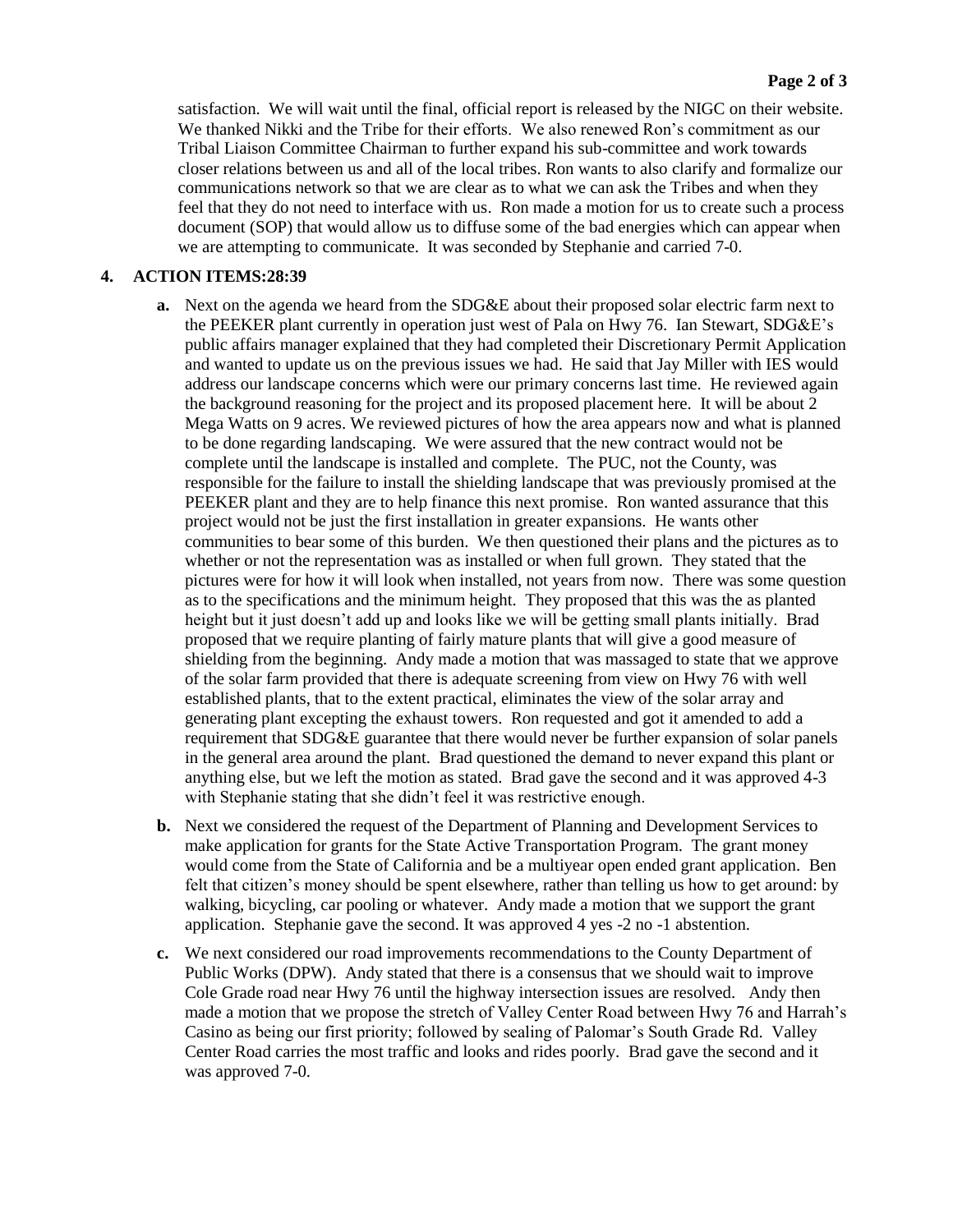satisfaction. We will wait until the final, official report is released by the NIGC on their website. We thanked Nikki and the Tribe for their efforts. We also renewed Ron's commitment as our Tribal Liaison Committee Chairman to further expand his sub-committee and work towards closer relations between us and all of the local tribes. Ron wants to also clarify and formalize our communications network so that we are clear as to what we can ask the Tribes and when they feel that they do not need to interface with us. Ron made a motion for us to create such a process document (SOP) that would allow us to diffuse some of the bad energies which can appear when we are attempting to communicate. It was seconded by Stephanie and carried 7-0.

**4. ACTION ITEMS:28:39**

**a.** Next on the agenda we heard from the SDG&E about their proposed solar electric farm next to the PEEKER plant currently in operation just west of Pala on Hwy 76. Ian Stewart, SDG&E's public affairs manager explained that they had completed their Discretionary Permit Application and wanted to update us on the previous issues we had. He said that Jay Miller with IES would address our landscape concerns which were our primary concerns last time. He reviewed again the background reasoning for the project and its proposed placement here. It will be about 2 Mega Watts on 9 acres. We reviewed pictures of how the area appears now and what is planned to be done regarding landscaping. We were assured that the new contract would not be complete until the landscape is installed and complete. The PUC, not the County, was responsible for the failure to install the shielding landscape that was previously promised at the PEEKER plant and they are to help finance this next promise. Ron wanted assurance that this project would not be just the first installation in greater expansions. He wants other communities to bear some of this burden. We then questioned their plans and the pictures as to whether or not the representation was as installed or when full grown. They stated that the pictures were for how it will look when installed, not years from now. There was some question as to the specifications and the minimum height. They proposed that this was the as planted height but it just doesn't add up and looks like we will be getting small plants initially. Brad proposed that we require planting of fairly mature plants that will give a good measure of shielding from the beginning. Andy made a motion that was massaged to state that we approve of the solar farm provided that there is adequate screening from view on Hwy 76 with well established plants, that to the extent practical, eliminates the view of the solar array and generating plant excepting the exhaust towers. Ron requested and got it amended to add a requirement that SDG&E guarantee that there would never be further expansion of solar panels in the general area around the plant. Brad questioned the demand to never expand this plant or anything else, but we left the motion as stated. Brad gave the second and it was approved 4-3 with Stephanie stating that she didn't feel it was restrictive enough.

**b.** Next we considered the request of the Department of Planning and Development Services to make application for grants for the State Active Transportation Program. The grant money would come from the State of California and be a multiyear open ended grant application. Ben felt that citizen's money should be spent elsewhere, rather than telling us how to get around: by walking, bicycling, car pooling or whatever. Andy made a motion that we support the grant application. Stephanie gave the second. It was approved 4 yes -2 no -1 abstention.

**c.** We next considered our road improvements recommendations to the County Department of Public Works (DPW). Andy stated that there is a consensus that we should wait to improve Cole Grade road near Hwy 76 until the highway intersection issues are resolved. Andy then made a motion that we propose the stretch of Valley Center Road between Hwy 76 and Harrah's Casino as being our first priority; followed by sealing of Palomar's South Grade Rd. Valley Center Road carries the most traffic and looks and rides poorly. Brad gave the second and it was approved 7-0.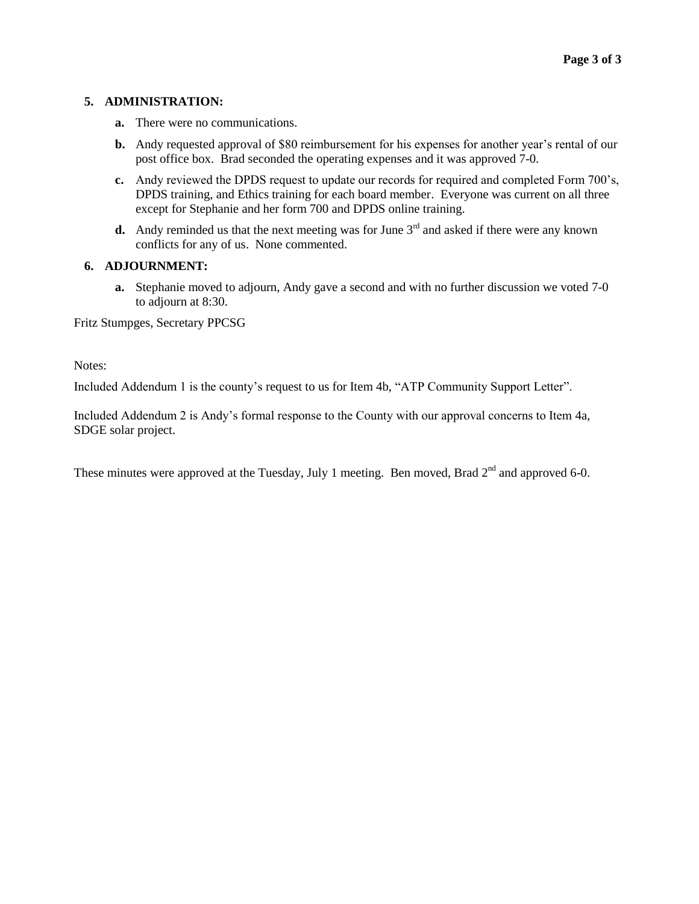## 5. ADMINISTRATION:

- **a.** There were no communications.
- **b.** Andy requested approval of $80 reimbursement for his expenses for another year's rental of our post office box. Brad seconded the operating expenses and it was approved 7-0.
- **c.** Andy reviewed the DPDS request to update our records for required and completed Form 700's, DPDS training, and Ethics training for each board member. Everyone was current on all three except for Stephanie and her form 700 and DPDS online training.
- **d.** Andy reminded us that the next meeting was for June 3rd and asked if there were any known conflicts for any of us. None commented.

## 6. ADJOURNMENT:

- **a.** Stephanie moved to adjourn, Andy gave a second and with no further discussion we voted 7-0 to adjourn at 8:30.

Fritz Stumpges, Secretary PPCSG

Notes:

Included Addendum 1 is the county's request to us for Item 4b, "ATP Community Support Letter".

Included Addendum 2 is Andy's formal response to the County with our approval concerns to Item 4a, SDGE solar project.

These minutes were approved at the Tuesday, July 1 meeting. Ben moved, Brad 2nd and approved 6-0.